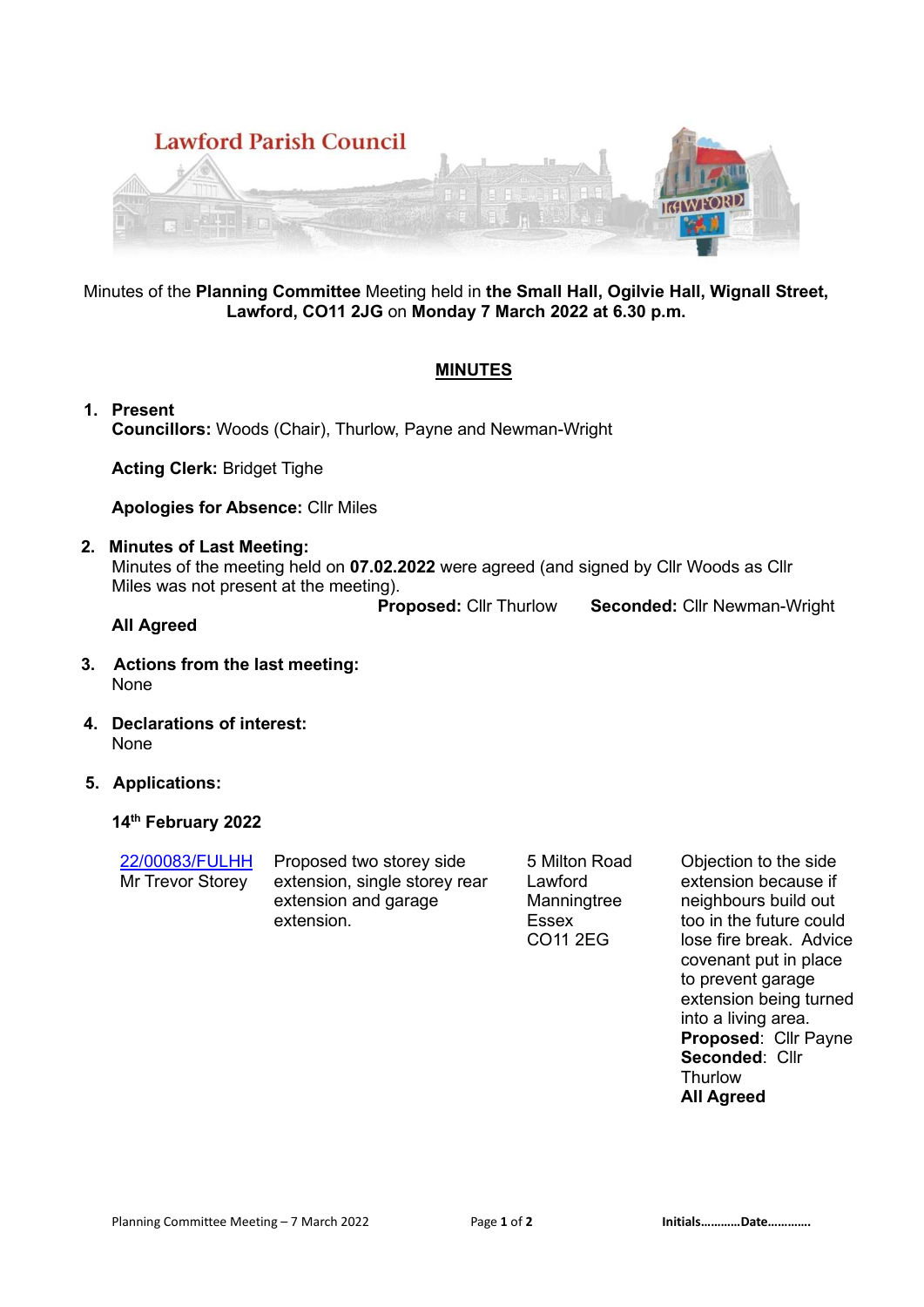Lawford Parish Council

Minutes of the **Planning Committee** Meeting held in **the Small Hall, Ogilvie Hall, Wignall Street, Lawford, CO11 2JG** on **Monday 7 March 2022 at 6.30 p.m.**

## MINUTES

1. **Present**
   **Councillors:** Woods (Chair), Thurlow, Payne and Newman-Wright

   **Acting Clerk:** Bridget Tighe

   **Apologies for Absence:** Cllr Miles

2. **Minutes of Last Meeting:**
   Minutes of the meeting held on **07.02.2022** were agreed (and signed by Cllr Woods as Cllr Miles was not present at the meeting).
   **Proposed:** Cllr Thurlow **Seconded:** Cllr Newman-Wright
   **All Agreed**

3. **Actions from the last meeting:**
   None

4. **Declarations of interest:**
   None

5. **Applications:**

   **14th February 2022**

| | | | |
|---|---|---|---|
| 22/00083/FULHH<br>Mr Trevor Storey | Proposed two storey side extension, single storey rear extension and garage extension. | 5 Milton Road<br>Lawford<br>Manningtree<br>Essex<br>CO11 2EG | Objection to the side extension because if neighbours build out too in the future could lose fire break. Advice covenant put in place to prevent garage extension being turned into a living area.<br>**Proposed**: Cllr Payne<br>**Seconded**: Cllr Thurlow<br>**All Agreed** |

Initials…………Date…………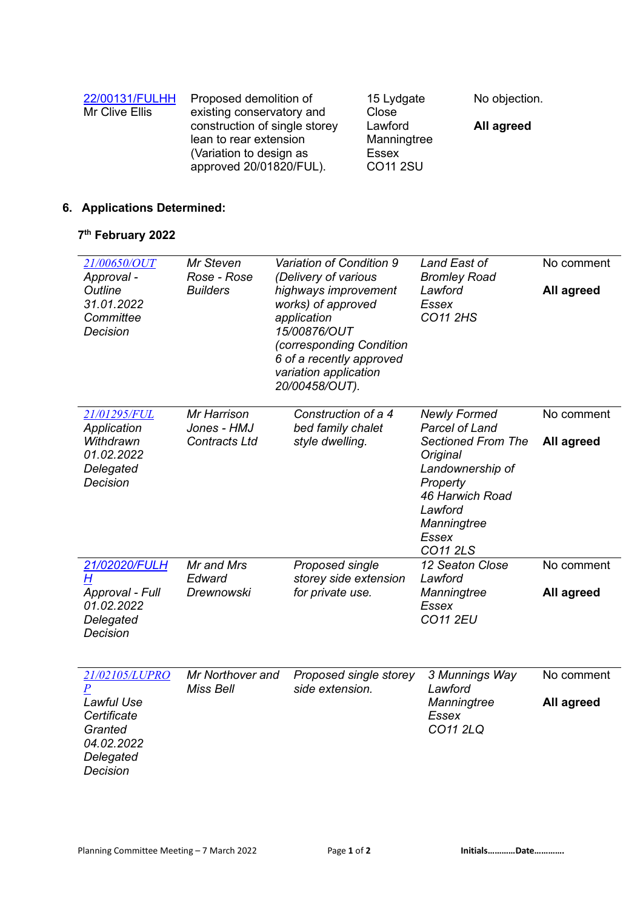| 22/00131/FULHH Mr Clive Ellis | Proposed demolition of existing conservatory and construction of single storey lean to rear extension (Variation to design as approved 20/01820/FUL). | 15 Lydgate Close Lawford Manningtree Essex CO11 2SU | No objection. **All agreed** |
|---|---|---|---|

## 6. Applications Determined:

### 7th February 2022

| | | | | |
|---|---|---|---|---|
| *21/00650/OUT Approval - Outline 31.01.2022 Committee Decision* | *Mr Steven Rose - Rose Builders* | *Variation of Condition 9 (Delivery of various highways improvement works) of approved application 15/00876/OUT (corresponding Condition 6 of a recently approved variation application 20/00458/OUT).* | *Land East of Bromley Road Lawford Essex CO11 2HS* | No comment **All agreed** |
| *21/01295/FUL Application Withdrawn 01.02.2022 Delegated Decision* | *Mr Harrison Jones - HMJ Contracts Ltd* | *Construction of a 4 bed family chalet style dwelling.* | *Newly Formed Parcel of Land Sectioned From The Original Landownership of Property 46 Harwich Road Lawford Manningtree Essex CO11 2LS* | No comment **All agreed** |
| *21/02020/FULHH Approval - Full 01.02.2022 Delegated Decision* | *Mr and Mrs Edward Drewnowski* | *Proposed single storey side extension for private use.* | *12 Seaton Close Lawford Manningtree Essex CO11 2EU* | No comment **All agreed** |
| *21/02105/LUPROP Lawful Use Certificate Granted 04.02.2022 Delegated Decision* | *Mr Northover and Miss Bell* | *Proposed single storey side extension.* | *3 Munnings Way Lawford Manningtree Essex CO11 2LQ* | No comment **All agreed** |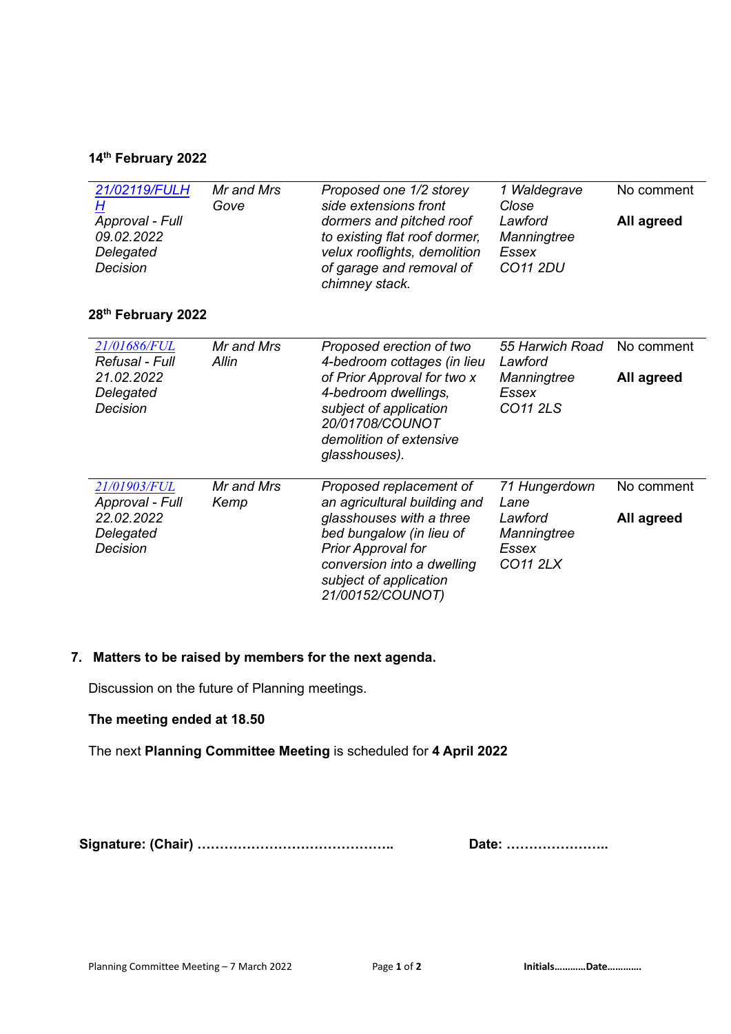**14th February 2022**

| | | | | |
|---|---|---|---|---|
| *21/02119/FULHH*<br>*Approval - Full 09.02.2022 Delegated Decision* | *Mr and Mrs Gove* | *Proposed one 1/2 storey side extensions front dormers and pitched roof to existing flat roof dormer, velux rooflights, demolition of garage and removal of chimney stack.* | *1 Waldegrave Close Lawford Manningtree Essex CO11 2DU* | No comment<br><br>**All agreed** |

**28th February 2022**

| | | | | |
|---|---|---|---|---|
| *21/01686/FUL*<br>*Refusal - Full 21.02.2022 Delegated Decision* | *Mr and Mrs Allin* | *Proposed erection of two 4-bedroom cottages (in lieu of Prior Approval for two x 4-bedroom dwellings, subject of application 20/01708/COUNOT demolition of extensive glasshouses).* | *55 Harwich Road Lawford Manningtree Essex CO11 2LS* | No comment<br><br>**All agreed** |
| *21/01903/FUL*<br>*Approval - Full 22.02.2022 Delegated Decision* | *Mr and Mrs Kemp* | *Proposed replacement of an agricultural building and glasshouses with a three bed bungalow (in lieu of Prior Approval for conversion into a dwelling subject of application 21/00152/COUNOT)* | *71 Hungerdown Lane Lawford Manningtree Essex CO11 2LX* | No comment<br><br>**All agreed** |

**7. Matters to be raised by members for the next agenda.**

Discussion on the future of Planning meetings.

**The meeting ended at 18.50**

The next **Planning Committee Meeting** is scheduled for **4 April 2022**

**Signature: (Chair) ……………………………………..** **Date: …………………..**

**Initials………..Date…………**